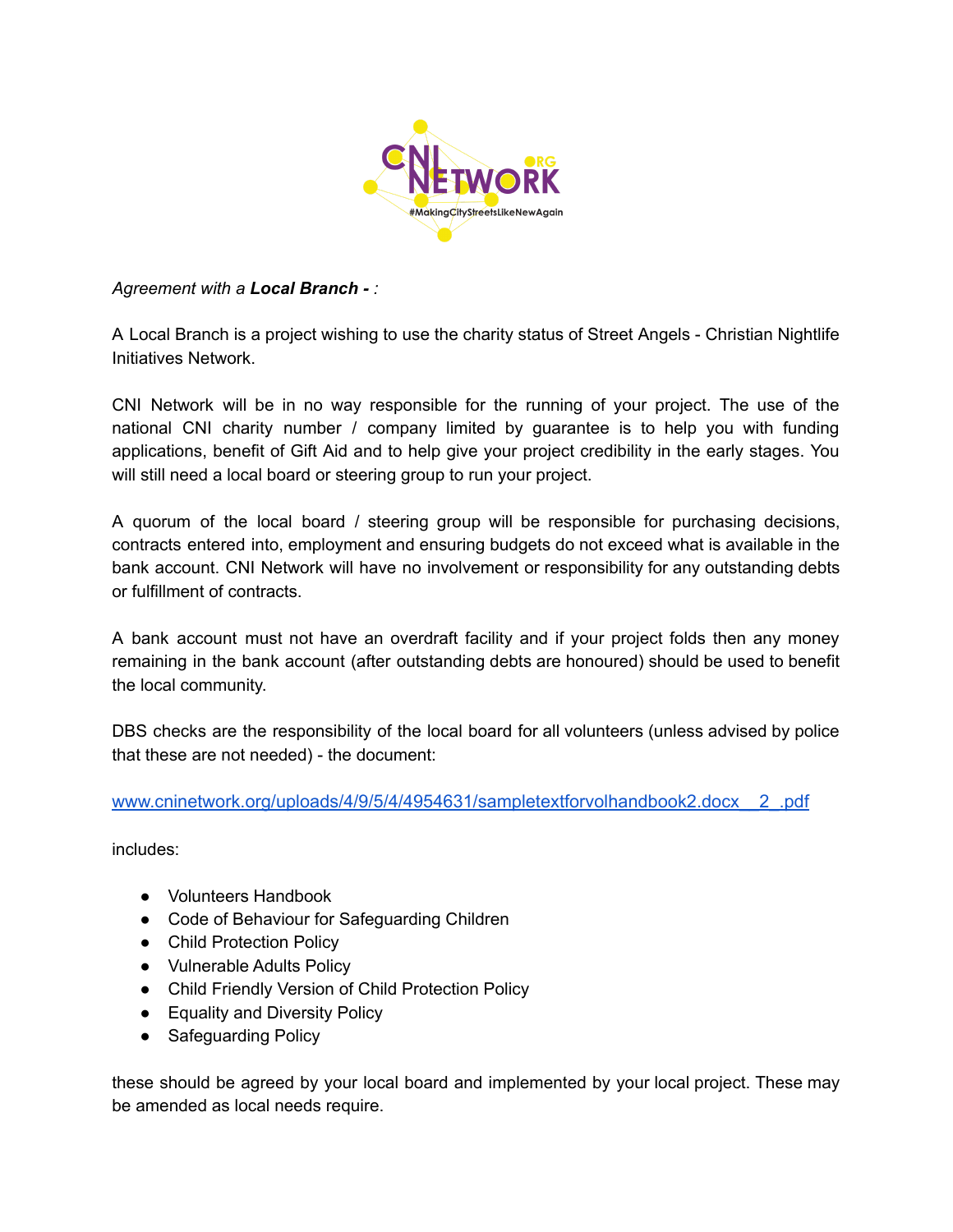*Agreement with a **Local Branch -** :*

A Local Branch is a project wishing to use the charity status of Street Angels - Christian Nightlife Initiatives Network.

CNI Network will be in no way responsible for the running of your project. The use of the national CNI charity number / company limited by guarantee is to help you with funding applications, benefit of Gift Aid and to help give your project credibility in the early stages. You will still need a local board or steering group to run your project.

A quorum of the local board / steering group will be responsible for purchasing decisions, contracts entered into, employment and ensuring budgets do not exceed what is available in the bank account. CNI Network will have no involvement or responsibility for any outstanding debts or fulfillment of contracts.

A bank account must not have an overdraft facility and if your project folds then any money remaining in the bank account (after outstanding debts are honoured) should be used to benefit the local community.

DBS checks are the responsibility of the local board for all volunteers (unless advised by police that these are not needed) - the document:

www.cninetwork.org/uploads/4/9/5/4/4954631/sampletextforvolhandbook2.docx__2_.pdf

includes:

- Volunteers Handbook
- Code of Behaviour for Safeguarding Children
- Child Protection Policy
- Vulnerable Adults Policy
- Child Friendly Version of Child Protection Policy
- Equality and Diversity Policy
- Safeguarding Policy

these should be agreed by your local board and implemented by your local project. These may be amended as local needs require.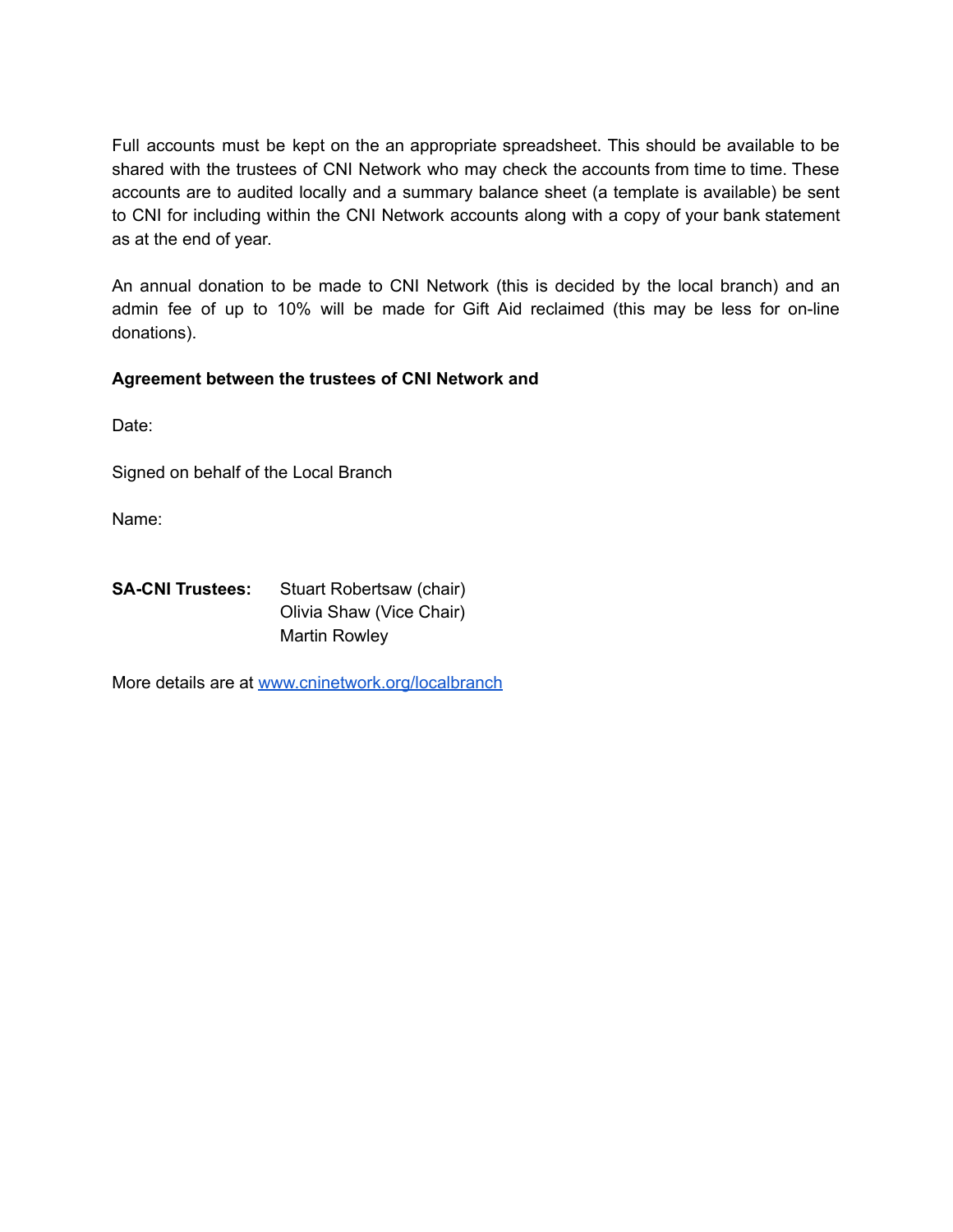Full accounts must be kept on the an appropriate spreadsheet. This should be available to be shared with the trustees of CNI Network who may check the accounts from time to time. These accounts are to audited locally and a summary balance sheet (a template is available) be sent to CNI for including within the CNI Network accounts along with a copy of your bank statement as at the end of year.

An annual donation to be made to CNI Network (this is decided by the local branch) and an admin fee of up to 10% will be made for Gift Aid reclaimed (this may be less for on-line donations).

**Agreement between the trustees of CNI Network and**

Date:

Signed on behalf of the Local Branch

Name:

**SA-CNI Trustees:** Stuart Robertsaw (chair)
Olivia Shaw (Vice Chair)
Martin Rowley

More details are at [www.cninetwork.org/localbranch](http://www.cninetwork.org/localbranch)